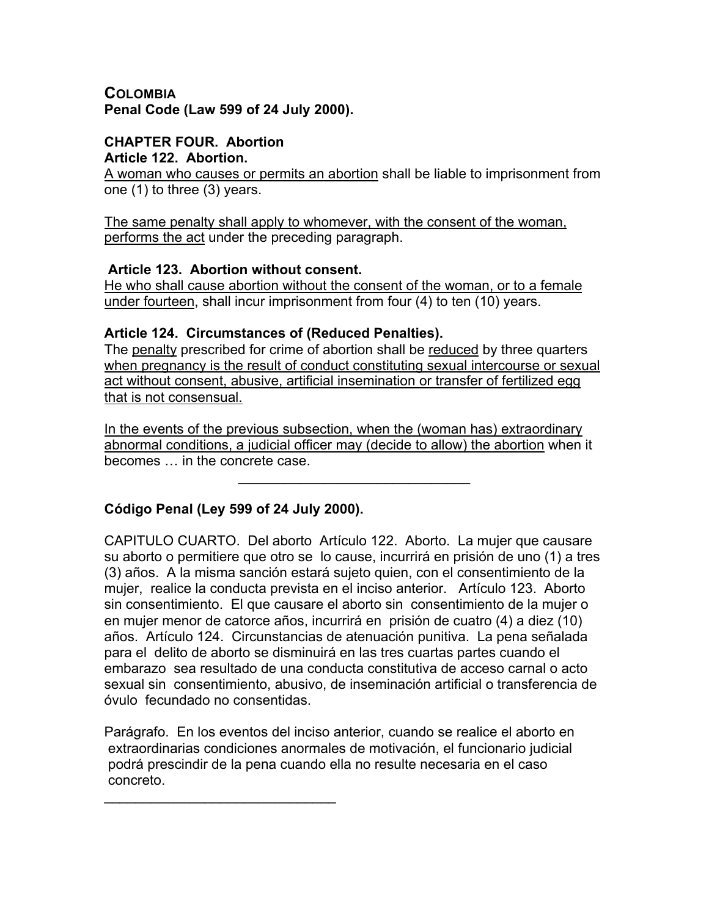**COLOMBIA**
**Penal Code (Law 599 of 24 July 2000).**

**CHAPTER FOUR. Abortion**
**Article 122. Abortion.**
<u>A woman who causes or permits an abortion</u> shall be liable to imprisonment from one (1) to three (3) years.

<u>The same penalty shall apply to whomever, with the consent of the woman, performs the act</u> under the preceding paragraph.

**Article 123. Abortion without consent.**
<u>He who shall cause abortion without the consent of the woman, or to a female under fourteen</u>, shall incur imprisonment from four (4) to ten (10) years.

**Article 124. Circumstances of (Reduced Penalties).**
The <u>penalty</u> prescribed for crime of abortion shall be <u>reduced</u> by three quarters <u>when pregnancy is the result of conduct constituting sexual intercourse or sexual act without consent, abusive, artificial insemination or transfer of fertilized egg that is not consensual.</u>

<u>In the events of the previous subsection, when the (woman has) extraordinary abnormal conditions, a judicial officer may (decide to allow) the abortion</u> when it becomes … in the concrete case.

---

**Código Penal (Ley 599 of 24 July 2000).**

CAPITULO CUARTO. Del aborto Artículo 122. Aborto. La mujer que causare su aborto o permitiere que otro se lo cause, incurrirá en prisión de uno (1) a tres (3) años. A la misma sanción estará sujeto quien, con el consentimiento de la mujer, realice la conducta prevista en el inciso anterior. Artículo 123. Aborto sin consentimiento. El que causare el aborto sin consentimiento de la mujer o en mujer menor de catorce años, incurrirá en prisión de cuatro (4) a diez (10) años. Artículo 124. Circunstancias de atenuación punitiva. La pena señalada para el delito de aborto se disminuirá en las tres cuartas partes cuando el embarazo sea resultado de una conducta constitutiva de acceso carnal o acto sexual sin consentimiento, abusivo, de inseminación artificial o transferencia de óvulo fecundado no consentidas.

Parágrafo. En los eventos del inciso anterior, cuando se realice el aborto en extraordinarias condiciones anormales de motivación, el funcionario judicial podrá prescindir de la pena cuando ella no resulte necesaria en el caso concreto.

---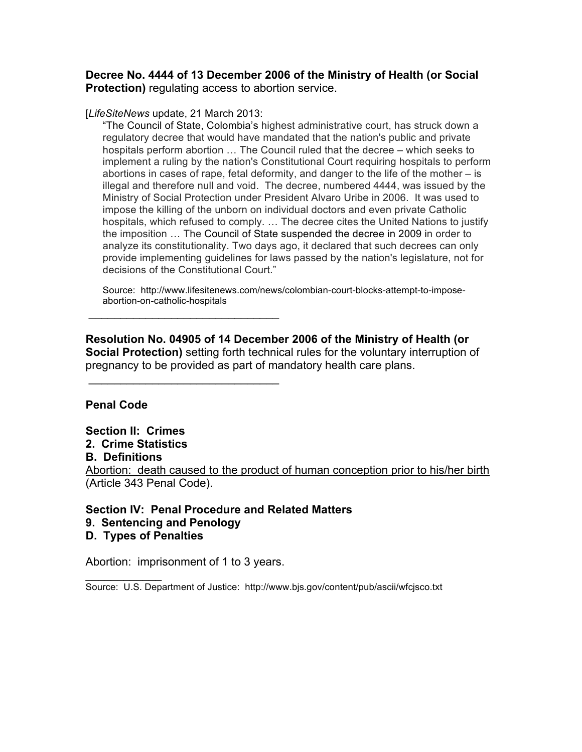**Decree No. 4444 of 13 December 2006 of the Ministry of Health (or Social Protection)** regulating access to abortion service.

[*LifeSiteNews* update, 21 March 2013:

> "The Council of State, Colombia's highest administrative court, has struck down a regulatory decree that would have mandated that the nation's public and private hospitals perform abortion … The Council ruled that the decree – which seeks to implement a ruling by the nation's Constitutional Court requiring hospitals to perform abortions in cases of rape, fetal deformity, and danger to the life of the mother – is illegal and therefore null and void. The decree, numbered 4444, was issued by the Ministry of Social Protection under President Alvaro Uribe in 2006. It was used to impose the killing of the unborn on individual doctors and even private Catholic hospitals, which refused to comply. … The decree cites the United Nations to justify the imposition … The Council of State suspended the decree in 2009 in order to analyze its constitutionality. Two days ago, it declared that such decrees can only provide implementing guidelines for laws passed by the nation's legislature, not for decisions of the Constitutional Court."
>
> Source: http://www.lifesitenews.com/news/colombian-court-blocks-attempt-to-impose-abortion-on-catholic-hospitals

---

**Resolution No. 04905 of 14 December 2006 of the Ministry of Health (or Social Protection)** setting forth technical rules for the voluntary interruption of pregnancy to be provided as part of mandatory health care plans.

---

**Penal Code**

**Section II: Crimes**
**2. Crime Statistics**
**B. Definitions**

<u>Abortion: death caused to the product of human conception prior to his/her birth</u> (Article 343 Penal Code).

**Section IV: Penal Procedure and Related Matters**
**9. Sentencing and Penology**
**D. Types of Penalties**

Abortion: imprisonment of 1 to 3 years.

---

Source: U.S. Department of Justice: http://www.bjs.gov/content/pub/ascii/wfcjsco.txt